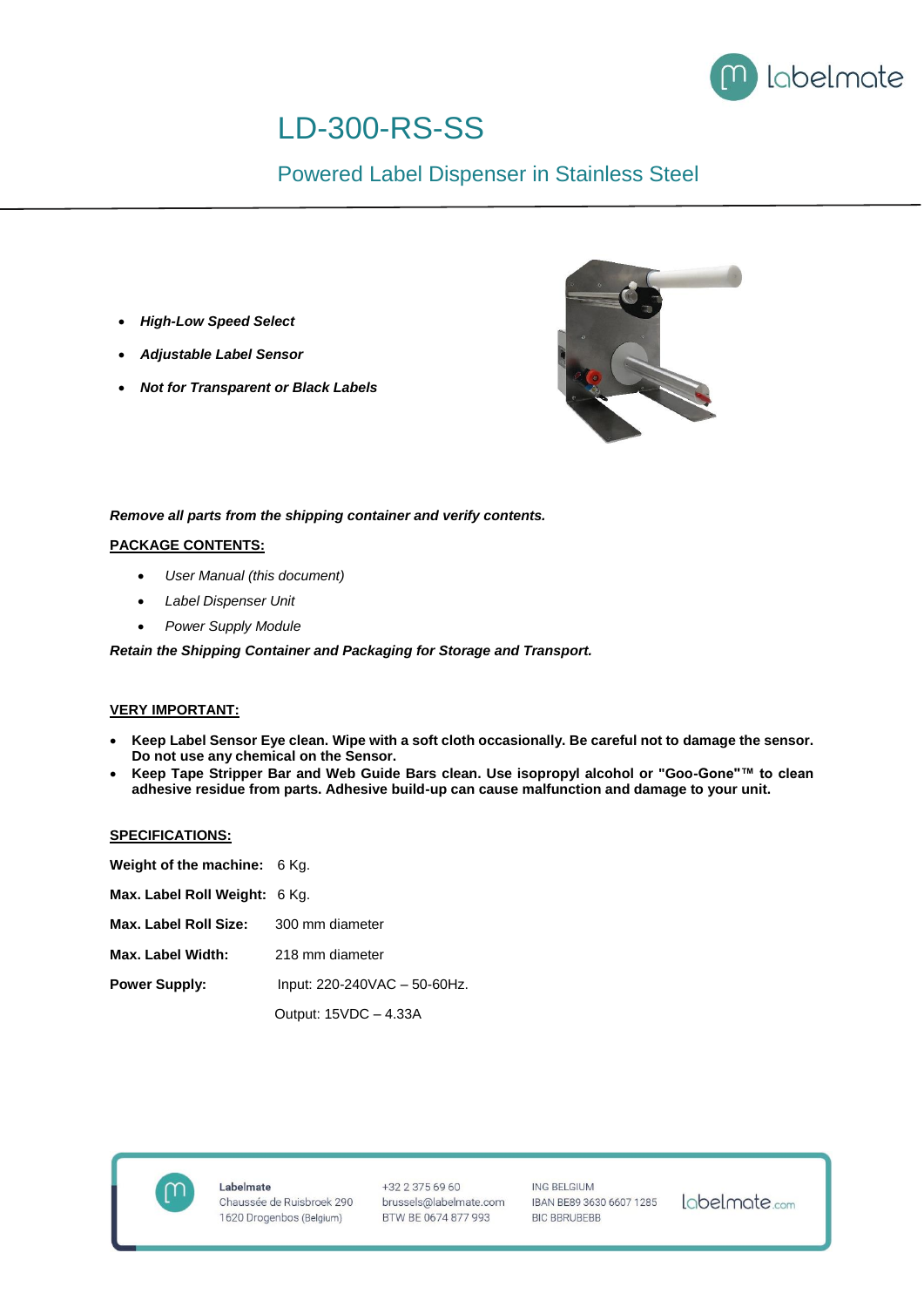# LD-300-RS-SS

## Powered Label Dispenser in Stainless Steel

- ***High-Low Speed Select***
- ***Adjustable Label Sensor***
- ***Not for Transparent or Black Labels***

***Remove all parts from the shipping container and verify contents.***

**PACKAGE CONTENTS:**

- *User Manual (this document)*
- *Label Dispenser Unit*
- *Power Supply Module*

***Retain the Shipping Container and Packaging for Storage and Transport.***

**VERY IMPORTANT:**

- **Keep Label Sensor Eye clean. Wipe with a soft cloth occasionally. Be careful not to damage the sensor. Do not use any chemical on the Sensor.**
- **Keep Tape Stripper Bar and Web Guide Bars clean. Use isopropyl alcohol or "Goo-Gone"™ to clean adhesive residue from parts. Adhesive build-up can cause malfunction and damage to your unit.**

**SPECIFICATIONS:**

| | |
|---|---|
| **Weight of the machine:** | 6 Kg. |
| **Max. Label Roll Weight:** | 6 Kg. |
| **Max. Label Roll Size:** | 300 mm diameter |
| **Max. Label Width:** | 218 mm diameter |
| **Power Supply:** | Input: 220-240VAC – 50-60Hz. |
| | Output: 15VDC – 4.33A |

Labelmate
Chaussée de Ruisbroek 290
1620 Drogenbos (Belgium)

+32 2 375 69 60
brussels@labelmate.com
BTW BE 0674 877 993

ING BELGIUM
IBAN BE89 3630 6607 1285
BIC BBRUBEBB

labelmate.com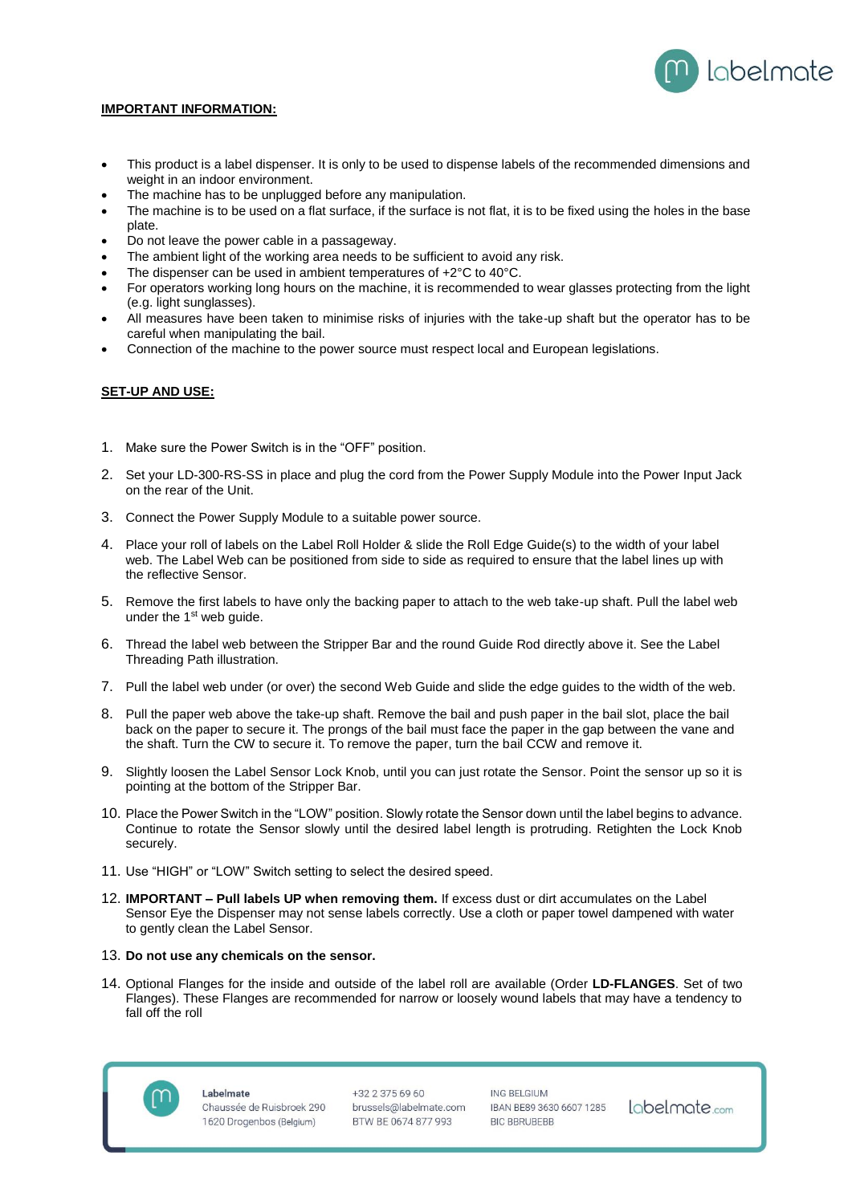**IMPORTANT INFORMATION:**

- This product is a label dispenser. It is only to be used to dispense labels of the recommended dimensions and weight in an indoor environment.
- The machine has to be unplugged before any manipulation.
- The machine is to be used on a flat surface, if the surface is not flat, it is to be fixed using the holes in the base plate.
- Do not leave the power cable in a passageway.
- The ambient light of the working area needs to be sufficient to avoid any risk.
- The dispenser can be used in ambient temperatures of +2°C to 40°C.
- For operators working long hours on the machine, it is recommended to wear glasses protecting from the light (e.g. light sunglasses).
- All measures have been taken to minimise risks of injuries with the take-up shaft but the operator has to be careful when manipulating the bail.
- Connection of the machine to the power source must respect local and European legislations.

**SET-UP AND USE:**

1. Make sure the Power Switch is in the "OFF" position.
2. Set your LD-300-RS-SS in place and plug the cord from the Power Supply Module into the Power Input Jack on the rear of the Unit.
3. Connect the Power Supply Module to a suitable power source.
4. Place your roll of labels on the Label Roll Holder & slide the Roll Edge Guide(s) to the width of your label web. The Label Web can be positioned from side to side as required to ensure that the label lines up with the reflective Sensor.
5. Remove the first labels to have only the backing paper to attach to the web take-up shaft. Pull the label web under the 1st web guide.
6. Thread the label web between the Stripper Bar and the round Guide Rod directly above it. See the Label Threading Path illustration.
7. Pull the label web under (or over) the second Web Guide and slide the edge guides to the width of the web.
8. Pull the paper web above the take-up shaft. Remove the bail and push paper in the bail slot, place the bail back on the paper to secure it. The prongs of the bail must face the paper in the gap between the vane and the shaft. Turn the CW to secure it. To remove the paper, turn the bail CCW and remove it.
9. Slightly loosen the Label Sensor Lock Knob, until you can just rotate the Sensor. Point the sensor up so it is pointing at the bottom of the Stripper Bar.
10. Place the Power Switch in the "LOW" position. Slowly rotate the Sensor down until the label begins to advance. Continue to rotate the Sensor slowly until the desired label length is protruding. Retighten the Lock Knob securely.
11. Use "HIGH" or "LOW" Switch setting to select the desired speed.
12. **IMPORTANT – Pull labels UP when removing them.** If excess dust or dirt accumulates on the Label Sensor Eye the Dispenser may not sense labels correctly. Use a cloth or paper towel dampened with water to gently clean the Label Sensor.
13. **Do not use any chemicals on the sensor.**
14. Optional Flanges for the inside and outside of the label roll are available (Order **LD-FLANGES**. Set of two Flanges). These Flanges are recommended for narrow or loosely wound labels that may have a tendency to fall off the roll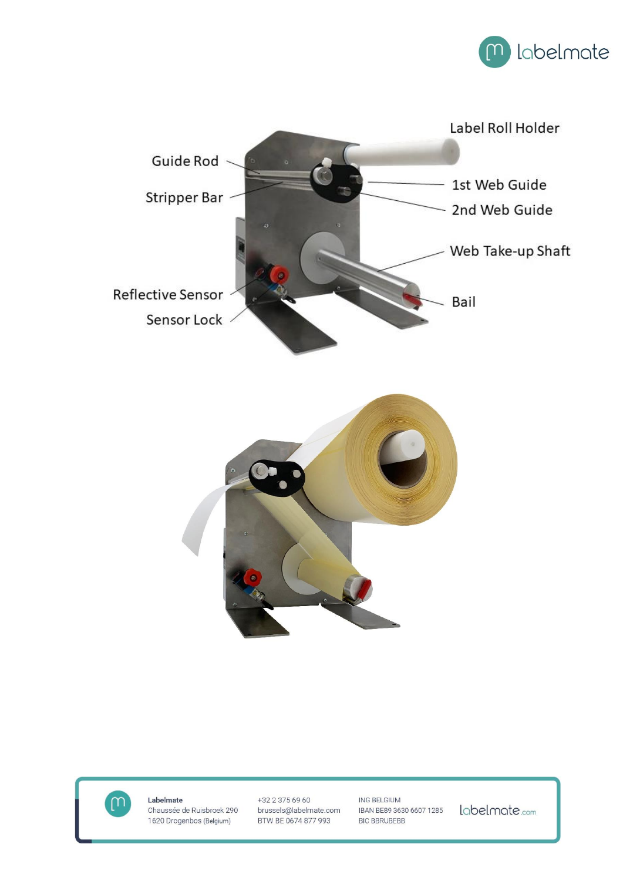Label Roll Holder

Guide Rod

1st Web Guide

Stripper Bar

2nd Web Guide

Web Take-up Shaft

Reflective Sensor

Bail

Sensor Lock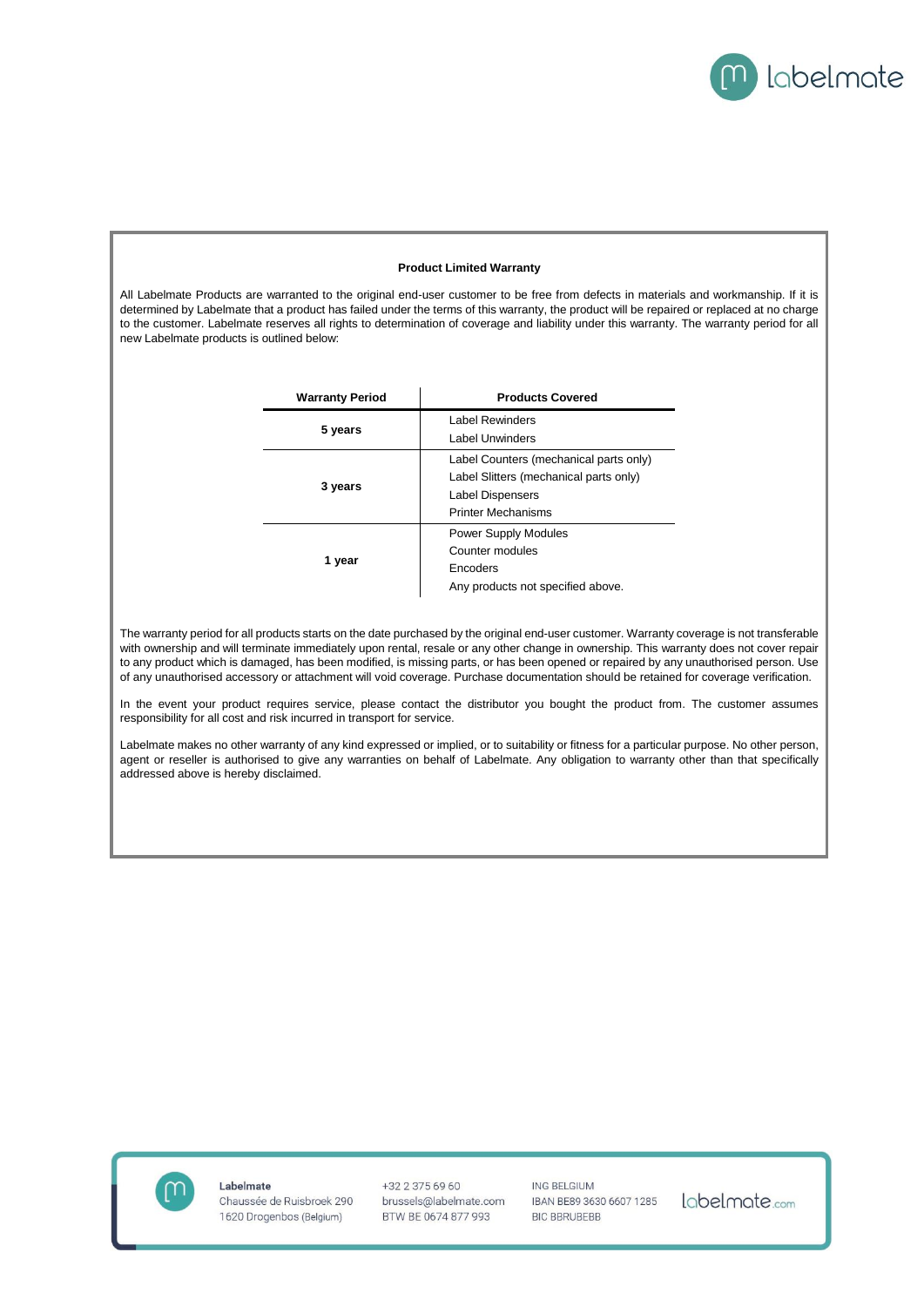**Product Limited Warranty**

All Labelmate Products are warranted to the original end-user customer to be free from defects in materials and workmanship. If it is determined by Labelmate that a product has failed under the terms of this warranty, the product will be repaired or replaced at no charge to the customer. Labelmate reserves all rights to determination of coverage and liability under this warranty. The warranty period for all new Labelmate products is outlined below:

| Warranty Period | Products Covered |
|---|---|
| **5 years** | Label Rewinders<br>Label Unwinders |
| **3 years** | Label Counters (mechanical parts only)<br>Label Slitters (mechanical parts only)<br>Label Dispensers<br>Printer Mechanisms |
| **1 year** | Power Supply Modules<br>Counter modules<br>Encoders<br>Any products not specified above. |

The warranty period for all products starts on the date purchased by the original end-user customer. Warranty coverage is not transferable with ownership and will terminate immediately upon rental, resale or any other change in ownership. This warranty does not cover repair to any product which is damaged, has been modified, is missing parts, or has been opened or repaired by any unauthorised person. Use of any unauthorised accessory or attachment will void coverage. Purchase documentation should be retained for coverage verification.

In the event your product requires service, please contact the distributor you bought the product from. The customer assumes responsibility for all cost and risk incurred in transport for service.

Labelmate makes no other warranty of any kind expressed or implied, or to suitability or fitness for a particular purpose. No other person, agent or reseller is authorised to give any warranties on behalf of Labelmate. Any obligation to warranty other than that specifically addressed above is hereby disclaimed.

**Labelmate**
Chaussée de Ruisbroek 290
1620 Drogenbos (Belgium)

+32 2 375 69 60
brussels@labelmate.com
BTW BE 0674 877 993

ING BELGIUM
IBAN BE89 3630 6607 1285
BIC BBRUBEBB

labelmate.com